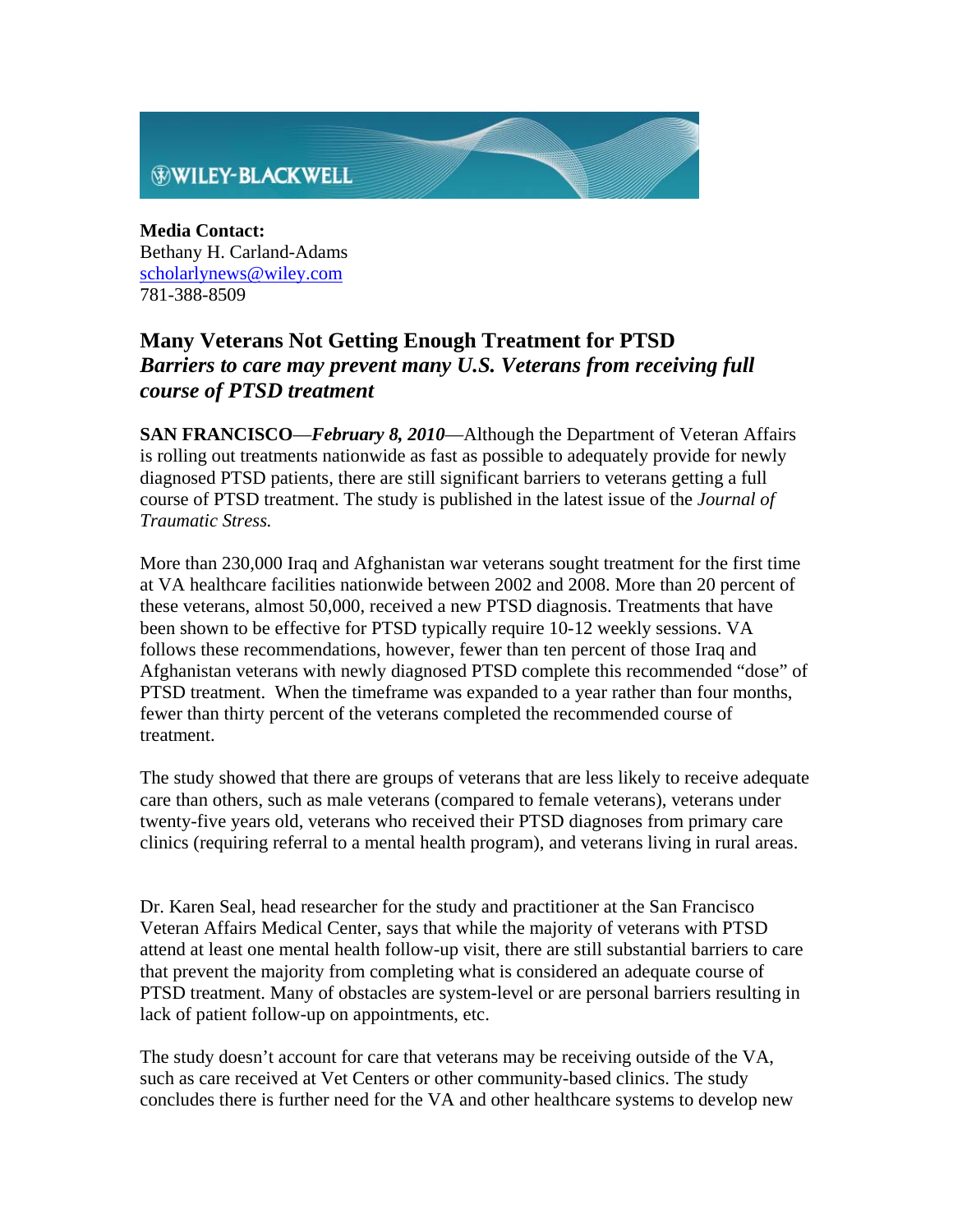WILEY-BLACKWELL

**Media Contact:**
Bethany H. Carland-Adams
scholarlynews@wiley.com
781-388-8509

## Many Veterans Not Getting Enough Treatment for PTSD
### *Barriers to care may prevent many U.S. Veterans from receiving full course of PTSD treatment*

**SAN FRANCISCO**—***February 8, 2010***—Although the Department of Veteran Affairs is rolling out treatments nationwide as fast as possible to adequately provide for newly diagnosed PTSD patients, there are still significant barriers to veterans getting a full course of PTSD treatment. The study is published in the latest issue of the *Journal of Traumatic Stress.*

More than 230,000 Iraq and Afghanistan war veterans sought treatment for the first time at VA healthcare facilities nationwide between 2002 and 2008. More than 20 percent of these veterans, almost 50,000, received a new PTSD diagnosis. Treatments that have been shown to be effective for PTSD typically require 10-12 weekly sessions. VA follows these recommendations, however, fewer than ten percent of those Iraq and Afghanistan veterans with newly diagnosed PTSD complete this recommended "dose" of PTSD treatment. When the timeframe was expanded to a year rather than four months, fewer than thirty percent of the veterans completed the recommended course of treatment.

The study showed that there are groups of veterans that are less likely to receive adequate care than others, such as male veterans (compared to female veterans), veterans under twenty-five years old, veterans who received their PTSD diagnoses from primary care clinics (requiring referral to a mental health program), and veterans living in rural areas.

Dr. Karen Seal, head researcher for the study and practitioner at the San Francisco Veteran Affairs Medical Center, says that while the majority of veterans with PTSD attend at least one mental health follow-up visit, there are still substantial barriers to care that prevent the majority from completing what is considered an adequate course of PTSD treatment. Many of obstacles are system-level or are personal barriers resulting in lack of patient follow-up on appointments, etc.

The study doesn't account for care that veterans may be receiving outside of the VA, such as care received at Vet Centers or other community-based clinics. The study concludes there is further need for the VA and other healthcare systems to develop new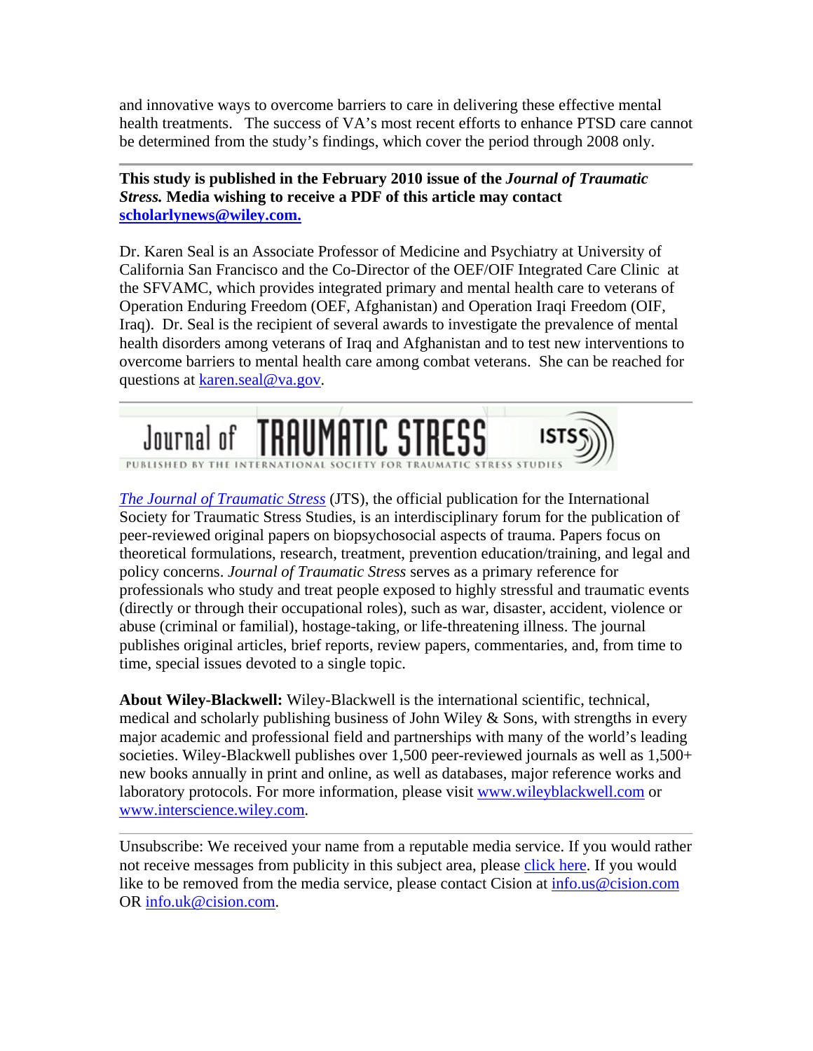and innovative ways to overcome barriers to care in delivering these effective mental health treatments. The success of VA's most recent efforts to enhance PTSD care cannot be determined from the study's findings, which cover the period through 2008 only.

---

**This study is published in the February 2010 issue of the *Journal of Traumatic Stress.* Media wishing to receive a PDF of this article may contact [scholarlynews@wiley.com.](mailto:scholarlynews@wiley.com)**

Dr. Karen Seal is an Associate Professor of Medicine and Psychiatry at University of California San Francisco and the Co-Director of the OEF/OIF Integrated Care Clinic at the SFVAMC, which provides integrated primary and mental health care to veterans of Operation Enduring Freedom (OEF, Afghanistan) and Operation Iraqi Freedom (OIF, Iraq). Dr. Seal is the recipient of several awards to investigate the prevalence of mental health disorders among veterans of Iraq and Afghanistan and to test new interventions to overcome barriers to mental health care among combat veterans. She can be reached for questions at [karen.seal@va.gov](mailto:karen.seal@va.gov).

---

Journal of TRAUMATIC STRESS

PUBLISHED BY THE INTERNATIONAL SOCIETY FOR TRAUMATIC STRESS STUDIES

ISTSS

*[The Journal of Traumatic Stress]()* (JTS), the official publication for the International Society for Traumatic Stress Studies, is an interdisciplinary forum for the publication of peer-reviewed original papers on biopsychosocial aspects of trauma. Papers focus on theoretical formulations, research, treatment, prevention education/training, and legal and policy concerns. *Journal of Traumatic Stress* serves as a primary reference for professionals who study and treat people exposed to highly stressful and traumatic events (directly or through their occupational roles), such as war, disaster, accident, violence or abuse (criminal or familial), hostage-taking, or life-threatening illness. The journal publishes original articles, brief reports, review papers, commentaries, and, from time to time, special issues devoted to a single topic.

**About Wiley-Blackwell:** Wiley-Blackwell is the international scientific, technical, medical and scholarly publishing business of John Wiley & Sons, with strengths in every major academic and professional field and partnerships with many of the world's leading societies. Wiley-Blackwell publishes over 1,500 peer-reviewed journals as well as 1,500+ new books annually in print and online, as well as databases, major reference works and laboratory protocols. For more information, please visit [www.wileyblackwell.com](http://www.wileyblackwell.com) or [www.interscience.wiley.com](http://www.interscience.wiley.com).

---

Unsubscribe: We received your name from a reputable media service. If you would rather not receive messages from publicity in this subject area, please [click here](). If you would like to be removed from the media service, please contact Cision at [info.us@cision.com](mailto:info.us@cision.com) OR [info.uk@cision.com](mailto:info.uk@cision.com).